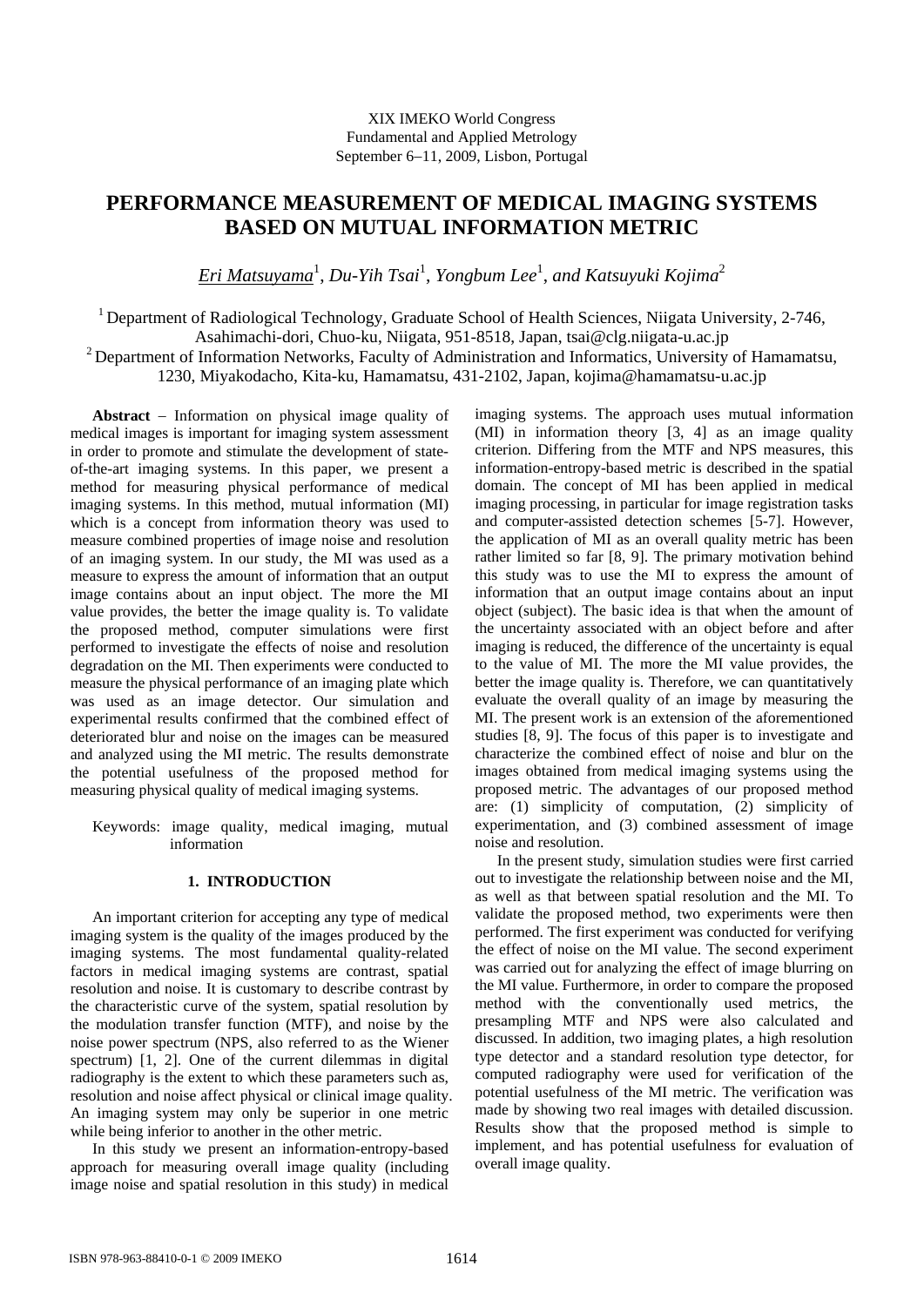XIX IMEKO World Congress
Fundamental and Applied Metrology
September 6–11, 2009, Lisbon, Portugal

# PERFORMANCE MEASUREMENT OF MEDICAL IMAGING SYSTEMS BASED ON MUTUAL INFORMATION METRIC

*Eri Matsuyama*[1], *Du-Yih Tsai*[1], *Yongbum Lee*[1], *and Katsuyuki Kojima*[2]

[1] Department of Radiological Technology, Graduate School of Health Sciences, Niigata University, 2-746, Asahimachi-dori, Chuo-ku, Niigata, 951-8518, Japan, tsai@clg.niigata-u.ac.jp

[2] Department of Information Networks, Faculty of Administration and Informatics, University of Hamamatsu, 1230, Miyakodacho, Kita-ku, Hamamatsu, 431-2102, Japan, kojima@hamamatsu-u.ac.jp

**Abstract** – Information on physical image quality of medical images is important for imaging system assessment in order to promote and stimulate the development of state-of-the-art imaging systems. In this paper, we present a method for measuring physical performance of medical imaging systems. In this method, mutual information (MI) which is a concept from information theory was used to measure combined properties of image noise and resolution of an imaging system. In our study, the MI was used as a measure to express the amount of information that an output image contains about an input object. The more the MI value provides, the better the image quality is. To validate the proposed method, computer simulations were first performed to investigate the effects of noise and resolution degradation on the MI. Then experiments were conducted to measure the physical performance of an imaging plate which was used as an image detector. Our simulation and experimental results confirmed that the combined effect of deteriorated blur and noise on the images can be measured and analyzed using the MI metric. The results demonstrate the potential usefulness of the proposed method for measuring physical quality of medical imaging systems.

Keywords: image quality, medical imaging, mutual information

## 1. INTRODUCTION

An important criterion for accepting any type of medical imaging system is the quality of the images produced by the imaging systems. The most fundamental quality-related factors in medical imaging systems are contrast, spatial resolution and noise. It is customary to describe contrast by the characteristic curve of the system, spatial resolution by the modulation transfer function (MTF), and noise by the noise power spectrum (NPS, also referred to as the Wiener spectrum) [1, 2]. One of the current dilemmas in digital radiography is the extent to which these parameters such as, resolution and noise affect physical or clinical image quality. An imaging system may only be superior in one metric while being inferior to another in the other metric.

In this study we present an information-entropy-based approach for measuring overall image quality (including image noise and spatial resolution in this study) in medical imaging systems. The approach uses mutual information (MI) in information theory [3, 4] as an image quality criterion. Differing from the MTF and NPS measures, this information-entropy-based metric is described in the spatial domain. The concept of MI has been applied in medical imaging processing, in particular for image registration tasks and computer-assisted detection schemes [5-7]. However, the application of MI as an overall quality metric has been rather limited so far [8, 9]. The primary motivation behind this study was to use the MI to express the amount of information that an output image contains about an input object (subject). The basic idea is that when the amount of the uncertainty associated with an object before and after imaging is reduced, the difference of the uncertainty is equal to the value of MI. The more the MI value provides, the better the image quality is. Therefore, we can quantitatively evaluate the overall quality of an image by measuring the MI. The present work is an extension of the aforementioned studies [8, 9]. The focus of this paper is to investigate and characterize the combined effect of noise and blur on the images obtained from medical imaging systems using the proposed metric. The advantages of our proposed method are: (1) simplicity of computation, (2) simplicity of experimentation, and (3) combined assessment of image noise and resolution.

In the present study, simulation studies were first carried out to investigate the relationship between noise and the MI, as well as that between spatial resolution and the MI. To validate the proposed method, two experiments were then performed. The first experiment was conducted for verifying the effect of noise on the MI value. The second experiment was carried out for analyzing the effect of image blurring on the MI value. Furthermore, in order to compare the proposed method with the conventionally used metrics, the presampling MTF and NPS were also calculated and discussed. In addition, two imaging plates, a high resolution type detector and a standard resolution type detector, for computed radiography were used for verification of the potential usefulness of the MI metric. The verification was made by showing two real images with detailed discussion. Results show that the proposed method is simple to implement, and has potential usefulness for evaluation of overall image quality.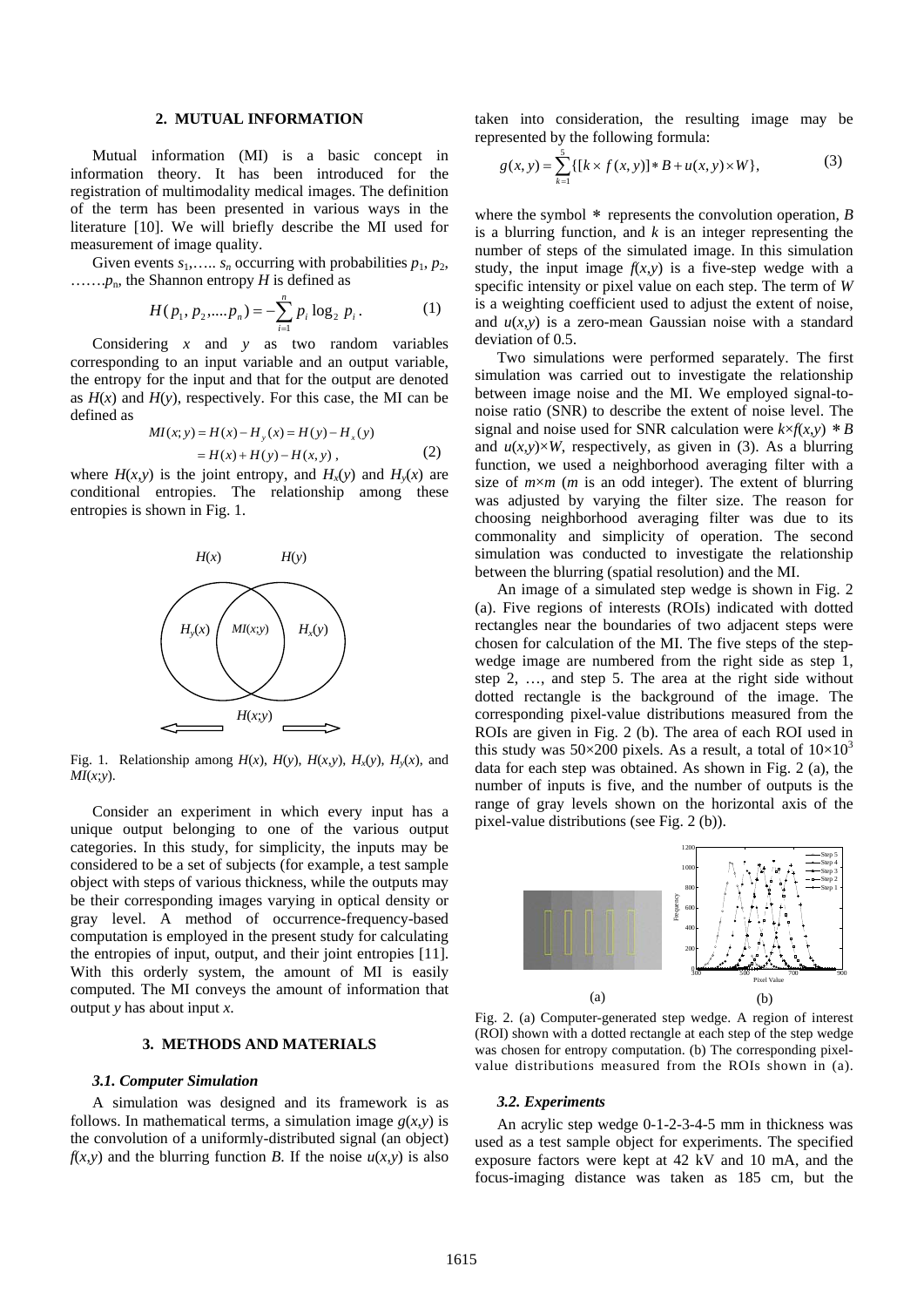## 2. MUTUAL INFORMATION

Mutual information (MI) is a basic concept in information theory. It has been introduced for the registration of multimodality medical images. The definition of the term has been presented in various ways in the literature [10]. We will briefly describe the MI used for measurement of image quality.

Given events $s_1, \ldots, s_n$ occurring with probabilities $p_1, p_2, \ldots, p_n$, the Shannon entropy $H$ is defined as

$$H(p_1, p_2, \ldots p_n) = -\sum_{i=1}^{n} p_i \log_2 p_i \,. \tag{1}$$

Considering $x$ and $y$ as two random variables corresponding to an input variable and an output variable, the entropy for the input and that for the output are denoted as $H(x)$ and $H(y)$, respectively. For this case, the MI can be defined as

$$\begin{aligned} MI(x;y) &= H(x) - H_y(x) = H(y) - H_x(y) \\ &= H(x) + H(y) - H(x,y) \,, \end{aligned} \tag{2}$$

where $H(x,y)$ is the joint entropy, and $H_x(y)$ and $H_y(x)$ are conditional entropies. The relationship among these entropies is shown in Fig. 1.

Fig. 1. Relationship among $H(x)$, $H(y)$, $H(x,y)$, $H_x(y)$, $H_y(x)$, and $MI(x;y)$.

Consider an experiment in which every input has a unique output belonging to one of the various output categories. In this study, for simplicity, the inputs may be considered to be a set of subjects (for example, a test sample object with steps of various thickness, while the outputs may be their corresponding images varying in optical density or gray level. A method of occurrence-frequency-based computation is employed in the present study for calculating the entropies of input, output, and their joint entropies [11]. With this orderly system, the amount of MI is easily computed. The MI conveys the amount of information that output $y$ has about input $x$.

## 3. METHODS AND MATERIALS

### 3.1. Computer Simulation

A simulation was designed and its framework is as follows. In mathematical terms, a simulation image $g(x,y)$ is the convolution of a uniformly-distributed signal (an object) $f(x,y)$ and the blurring function $B$. If the noise $u(x,y)$ is also taken into consideration, the resulting image may be represented by the following formula:

$$g(x,y) = \sum_{k=1}^{5} \{[k \times f(x,y)] * B + u(x,y) \times W\}, \tag{3}$$

where the symbol $*$ represents the convolution operation, $B$ is a blurring function, and $k$ is an integer representing the number of steps of the simulated image. In this simulation study, the input image $f(x,y)$ is a five-step wedge with a specific intensity or pixel value on each step. The term of $W$ is a weighting coefficient used to adjust the extent of noise, and $u(x,y)$ is a zero-mean Gaussian noise with a standard deviation of 0.5.

Two simulations were performed separately. The first simulation was carried out to investigate the relationship between image noise and the MI. We employed signal-to-noise ratio (SNR) to describe the extent of noise level. The signal and noise used for SNR calculation were $k \times f(x,y) * B$ and $u(x,y) \times W$, respectively, as given in (3). As a blurring function, we used a neighborhood averaging filter with a size of $m \times m$ ($m$ is an odd integer). The extent of blurring was adjusted by varying the filter size. The reason for choosing neighborhood averaging filter was due to its commonality and simplicity of operation. The second simulation was conducted to investigate the relationship between the blurring (spatial resolution) and the MI.

An image of a simulated step wedge is shown in Fig. 2 (a). Five regions of interests (ROIs) indicated with dotted rectangles near the boundaries of two adjacent steps were chosen for calculation of the MI. The five steps of the step-wedge image are numbered from the right side as step 1, step 2, …, and step 5. The area at the right side without dotted rectangle is the background of the image. The corresponding pixel-value distributions measured from the ROIs are given in Fig. 2 (b). The area of each ROI used in this study was 50×200 pixels. As a result, a total of $10 \times 10^3$ data for each step was obtained. As shown in Fig. 2 (a), the number of inputs is five, and the number of outputs is the range of gray levels shown on the horizontal axis of the pixel-value distributions (see Fig. 2 (b)).

Fig. 2. (a) Computer-generated step wedge. A region of interest (ROI) shown with a dotted rectangle at each step of the step wedge was chosen for entropy computation. (b) The corresponding pixel-value distributions measured from the ROIs shown in (a).

### 3.2. Experiments

An acrylic step wedge 0-1-2-3-4-5 mm in thickness was used as a test sample object for experiments. The specified exposure factors were kept at 42 kV and 10 mA, and the focus-imaging distance was taken as 185 cm, but the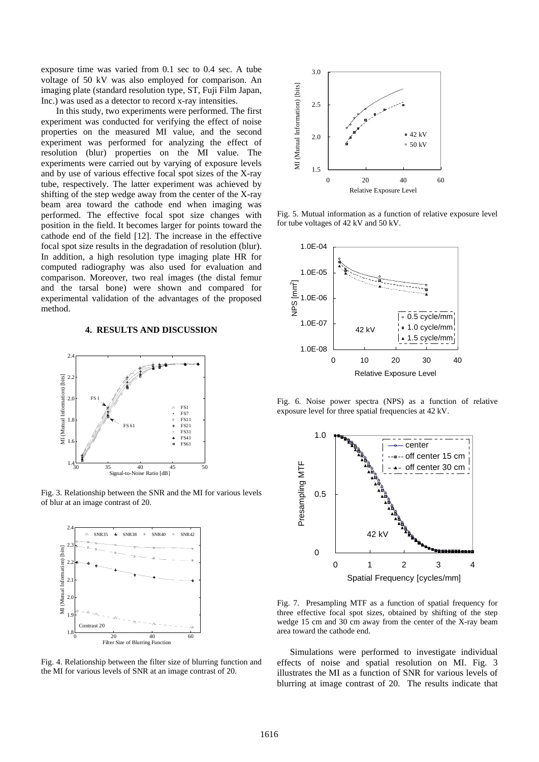exposure time was varied from 0.1 sec to 0.4 sec. A tube voltage of 50 kV was also employed for comparison. An imaging plate (standard resolution type, ST, Fuji Film Japan, Inc.) was used as a detector to record x-ray intensities.

In this study, two experiments were performed. The first experiment was conducted for verifying the effect of noise properties on the measured MI value, and the second experiment was performed for analyzing the effect of resolution (blur) properties on the MI value. The experiments were carried out by varying of exposure levels and by use of various effective focal spot sizes of the X-ray tube, respectively. The latter experiment was achieved by shifting of the step wedge away from the center of the X-ray beam area toward the cathode end when imaging was performed. The effective focal spot size changes with position in the field. It becomes larger for points toward the cathode end of the field [12]. The increase in the effective focal spot size results in the degradation of resolution (blur). In addition, a high resolution type imaging plate HR for computed radiography was also used for evaluation and comparison. Moreover, two real images (the distal femur and the tarsal bone) were shown and compared for experimental validation of the advantages of the proposed method.

## 4. RESULTS AND DISCUSSION

Fig. 3. Relationship between the SNR and the MI for various levels of blur at an image contrast of 20.

Fig. 4. Relationship between the filter size of blurring function and the MI for various levels of SNR at an image contrast of 20.

Fig. 5. Mutual information as a function of relative exposure level for tube voltages of 42 kV and 50 kV.

Fig. 6. Noise power spectra (NPS) as a function of relative exposure level for three spatial frequencies at 42 kV.

Fig. 7. Presampling MTF as a function of spatial frequency for three effective focal spot sizes, obtained by shifting of the step wedge 15 cm and 30 cm away from the center of the X-ray beam area toward the cathode end.

Simulations were performed to investigate individual effects of noise and spatial resolution on MI. Fig. 3 illustrates the MI as a function of SNR for various levels of blurring at image contrast of 20. The results indicate that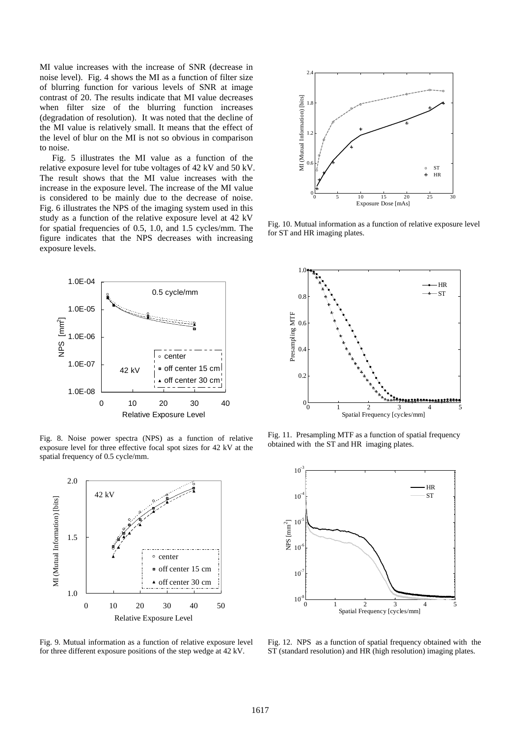MI value increases with the increase of SNR (decrease in noise level). Fig. 4 shows the MI as a function of filter size of blurring function for various levels of SNR at image contrast of 20. The results indicate that MI value decreases when filter size of the blurring function increases (degradation of resolution). It was noted that the decline of the MI value is relatively small. It means that the effect of the level of blur on the MI is not so obvious in comparison to noise.

Fig. 5 illustrates the MI value as a function of the relative exposure level for tube voltages of 42 kV and 50 kV. The result shows that the MI value increases with the increase in the exposure level. The increase of the MI value is considered to be mainly due to the decrease of noise. Fig. 6 illustrates the NPS of the imaging system used in this study as a function of the relative exposure level at 42 kV for spatial frequencies of 0.5, 1.0, and 1.5 cycles/mm. The figure indicates that the NPS decreases with increasing exposure levels.

Fig. 8. Noise power spectra (NPS) as a function of relative exposure level for three effective focal spot sizes for 42 kV at the spatial frequency of 0.5 cycle/mm.

Fig. 9. Mutual information as a function of relative exposure level for three different exposure positions of the step wedge at 42 kV.

Fig. 10. Mutual information as a function of relative exposure level for ST and HR imaging plates.

Fig. 11. Presampling MTF as a function of spatial frequency obtained with the ST and HR imaging plates.

Fig. 12. NPS as a function of spatial frequency obtained with the ST (standard resolution) and HR (high resolution) imaging plates.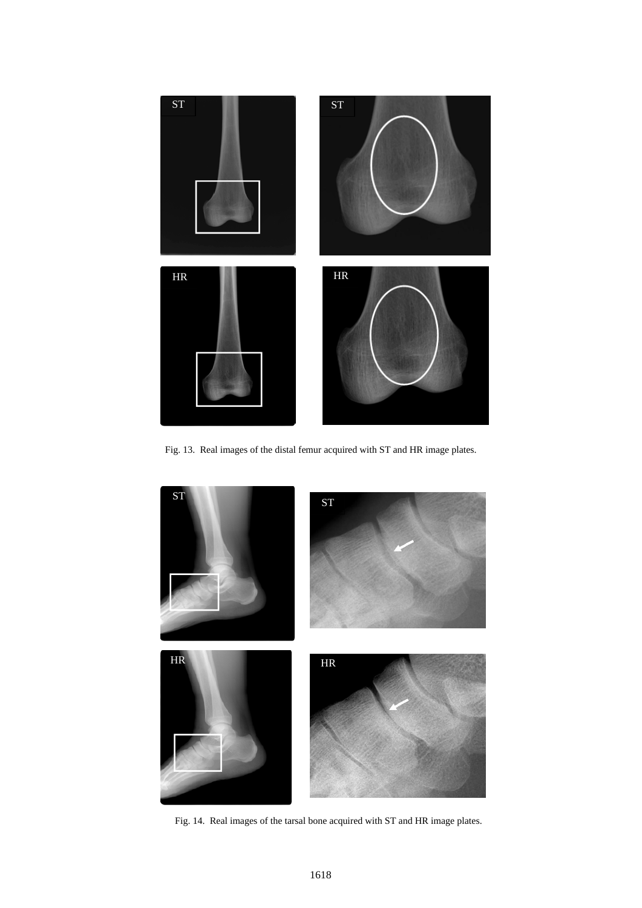Fig. 13. Real images of the distal femur acquired with ST and HR image plates.

Fig. 14. Real images of the tarsal bone acquired with ST and HR image plates.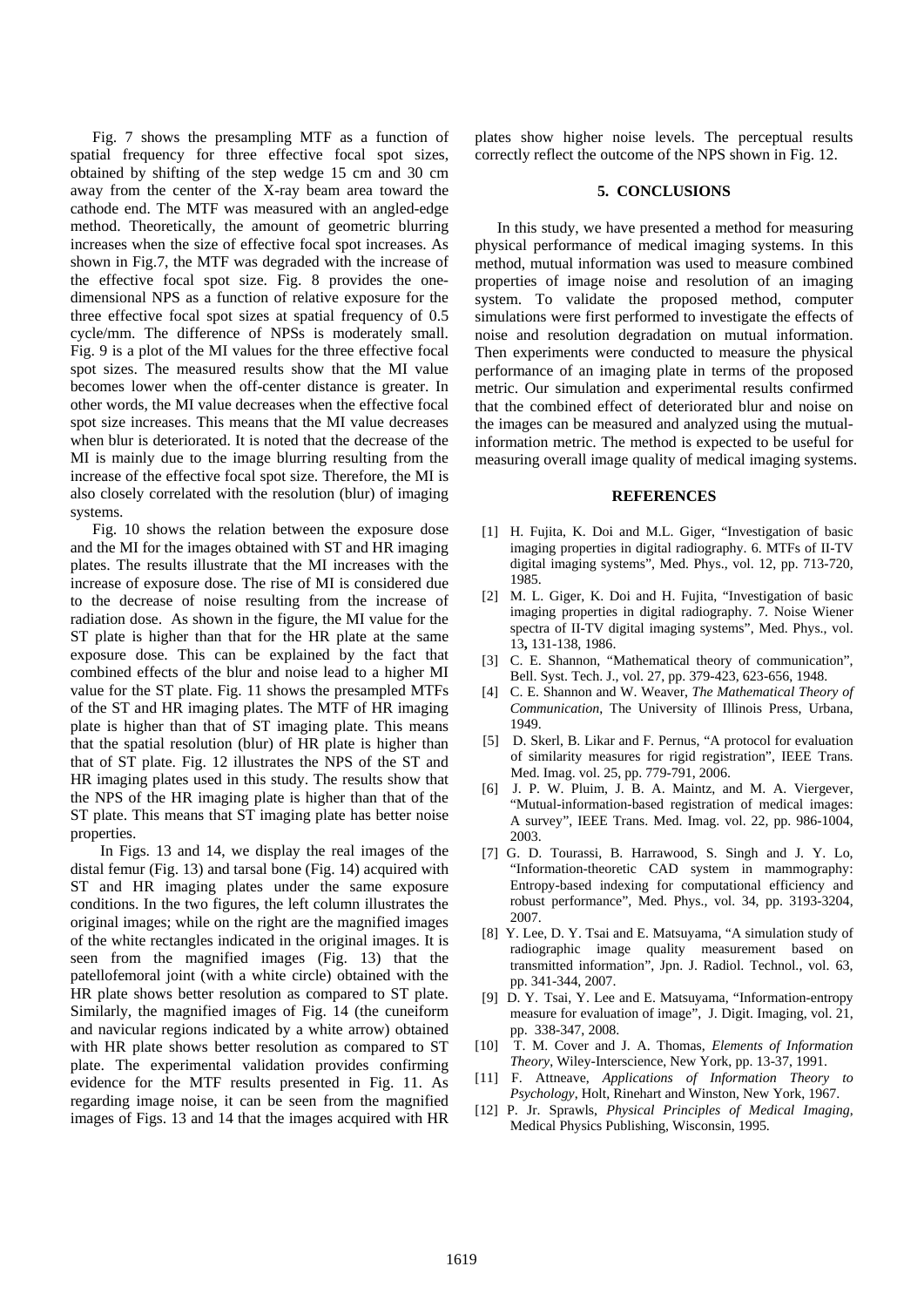Fig. 7 shows the presampling MTF as a function of spatial frequency for three effective focal spot sizes, obtained by shifting of the step wedge 15 cm and 30 cm away from the center of the X-ray beam area toward the cathode end. The MTF was measured with an angled-edge method. Theoretically, the amount of geometric blurring increases when the size of effective focal spot increases. As shown in Fig.7, the MTF was degraded with the increase of the effective focal spot size. Fig. 8 provides the one-dimensional NPS as a function of relative exposure for the three effective focal spot sizes at spatial frequency of 0.5 cycle/mm. The difference of NPSs is moderately small. Fig. 9 is a plot of the MI values for the three effective focal spot sizes. The measured results show that the MI value becomes lower when the off-center distance is greater. In other words, the MI value decreases when the effective focal spot size increases. This means that the MI value decreases when blur is deteriorated. It is noted that the decrease of the MI is mainly due to the image blurring resulting from the increase of the effective focal spot size. Therefore, the MI is also closely correlated with the resolution (blur) of imaging systems.

Fig. 10 shows the relation between the exposure dose and the MI for the images obtained with ST and HR imaging plates. The results illustrate that the MI increases with the increase of exposure dose. The rise of MI is considered due to the decrease of noise resulting from the increase of radiation dose. As shown in the figure, the MI value for the ST plate is higher than that for the HR plate at the same exposure dose. This can be explained by the fact that combined effects of the blur and noise lead to a higher MI value for the ST plate. Fig. 11 shows the presampled MTFs of the ST and HR imaging plates. The MTF of HR imaging plate is higher than that of ST imaging plate. This means that the spatial resolution (blur) of HR plate is higher than that of ST plate. Fig. 12 illustrates the NPS of the ST and HR imaging plates used in this study. The results show that the NPS of the HR imaging plate is higher than that of the ST plate. This means that ST imaging plate has better noise properties.

In Figs. 13 and 14, we display the real images of the distal femur (Fig. 13) and tarsal bone (Fig. 14) acquired with ST and HR imaging plates under the same exposure conditions. In the two figures, the left column illustrates the original images; while on the right are the magnified images of the white rectangles indicated in the original images. It is seen from the magnified images (Fig. 13) that the patellofemoral joint (with a white circle) obtained with the HR plate shows better resolution as compared to ST plate. Similarly, the magnified images of Fig. 14 (the cuneiform and navicular regions indicated by a white arrow) obtained with HR plate shows better resolution as compared to ST plate. The experimental validation provides confirming evidence for the MTF results presented in Fig. 11. As regarding image noise, it can be seen from the magnified images of Figs. 13 and 14 that the images acquired with HR plates show higher noise levels. The perceptual results correctly reflect the outcome of the NPS shown in Fig. 12.

## 5. CONCLUSIONS

In this study, we have presented a method for measuring physical performance of medical imaging systems. In this method, mutual information was used to measure combined properties of image noise and resolution of an imaging system. To validate the proposed method, computer simulations were first performed to investigate the effects of noise and resolution degradation on mutual information. Then experiments were conducted to measure the physical performance of an imaging plate in terms of the proposed metric. Our simulation and experimental results confirmed that the combined effect of deteriorated blur and noise on the images can be measured and analyzed using the mutual-information metric. The method is expected to be useful for measuring overall image quality of medical imaging systems.

## REFERENCES

[1] H. Fujita, K. Doi and M.L. Giger, "Investigation of basic imaging properties in digital radiography. 6. MTFs of II-TV digital imaging systems", Med. Phys., vol. 12, pp. 713-720, 1985.

[2] M. L. Giger, K. Doi and H. Fujita, "Investigation of basic imaging properties in digital radiography. 7. Noise Wiener spectra of II-TV digital imaging systems", Med. Phys., vol. 13, 131-138, 1986.

[3] C. E. Shannon, "Mathematical theory of communication", Bell. Syst. Tech. J., vol. 27, pp. 379-423, 623-656, 1948.

[4] C. E. Shannon and W. Weaver, *The Mathematical Theory of Communication*, The University of Illinois Press, Urbana, 1949.

[5] D. Skerl, B. Likar and F. Pernus, "A protocol for evaluation of similarity measures for rigid registration", IEEE Trans. Med. Imag. vol. 25, pp. 779-791, 2006.

[6] J. P. W. Pluim, J. B. A. Maintz, and M. A. Viergever, "Mutual-information-based registration of medical images: A survey", IEEE Trans. Med. Imag. vol. 22, pp. 986-1004, 2003.

[7] G. D. Tourassi, B. Harrawood, S. Singh and J. Y. Lo, "Information-theoretic CAD system in mammography: Entropy-based indexing for computational efficiency and robust performance", Med. Phys., vol. 34, pp. 3193-3204, 2007.

[8] Y. Lee, D. Y. Tsai and E. Matsuyama, "A simulation study of radiographic image quality measurement based on transmitted information", Jpn. J. Radiol. Technol., vol. 63, pp. 341-344, 2007.

[9] D. Y. Tsai, Y. Lee and E. Matsuyama, "Information-entropy measure for evaluation of image", J. Digit. Imaging, vol. 21, pp. 338-347, 2008.

[10] T. M. Cover and J. A. Thomas, *Elements of Information Theory*, Wiley-Interscience, New York, pp. 13-37, 1991.

[11] F. Attneave, *Applications of Information Theory to Psychology*, Holt, Rinehart and Winston, New York, 1967.

[12] P. Jr. Sprawls, *Physical Principles of Medical Imaging*, Medical Physics Publishing, Wisconsin, 1995.